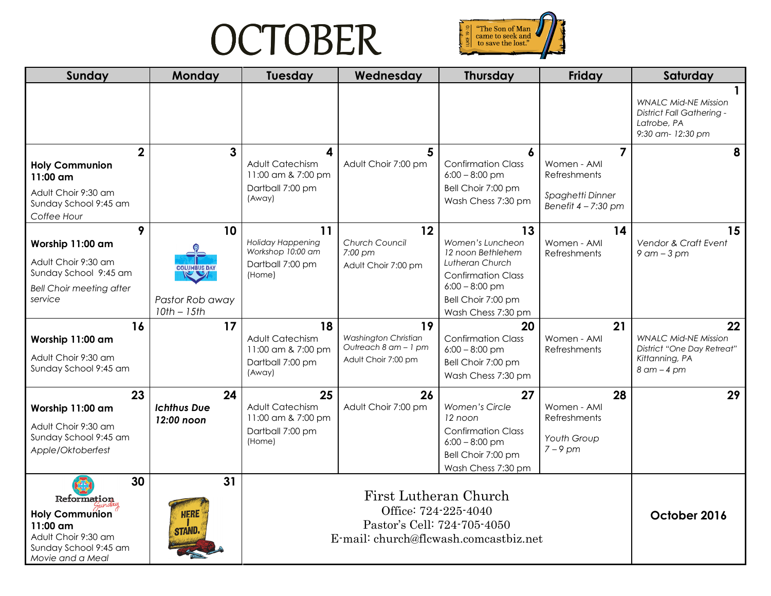# OCTOBER

"The Son of Man came to seek and to save the lost." LUKE 19:10

| Sunday | Monday | Tuesday | Wednesday | Thursday | Friday | Saturday |
|---|---|---|---|---|---|---|
| | | | | | | **1** *WNALC Mid-NE Mission District Fall Gathering - Latrobe, PA 9:30 am- 12:30 pm* |
| **2** **Holy Communion 11:00 am** Adult Choir 9:30 am Sunday School 9:45 am *Coffee Hour* | **3** | **4** Adult Catechism 11:00 am & 7:00 pm Dartball 7:00 pm (Away) | **5** Adult Choir 7:00 pm | **6** Confirmation Class 6:00 – 8:00 pm Bell Choir 7:00 pm Wash Chess 7:30 pm | **7** Women - AMI Refreshments *Spaghetti Dinner Benefit 4 – 7:30 pm* | **8** |
| **9** **Worship 11:00 am** Adult Choir 9:30 am Sunday School 9:45 am *Bell Choir meeting after service* | **10** COLUMBUS DAY *Pastor Rob away 10th – 15th* | **11** *Holiday Happening Workshop 10:00 am* Dartball 7:00 pm (Home) | **12** *Church Council 7:00 pm* Adult Choir 7:00 pm | **13** *Women's Luncheon 12 noon Bethlehem Lutheran Church* Confirmation Class 6:00 – 8:00 pm Bell Choir 7:00 pm Wash Chess 7:30 pm | **14** Women - AMI Refreshments | **15** *Vendor & Craft Event 9 am – 3 pm* |
| **16** **Worship 11:00 am** Adult Choir 9:30 am Sunday School 9:45 am | **17** | **18** Adult Catechism 11:00 am & 7:00 pm Dartball 7:00 pm (Away) | **19** *Washington Christian Outreach 8 am – 1 pm* Adult Choir 7:00 pm | **20** Confirmation Class 6:00 – 8:00 pm Bell Choir 7:00 pm Wash Chess 7:30 pm | **21** Women - AMI Refreshments | **22** *WNALC Mid-NE Mission District "One Day Retreat" Kittanning, PA 8 am – 4 pm* |
| **23** **Worship 11:00 am** Adult Choir 9:30 am Sunday School 9:45 am *Apple/Oktoberfest* | **24** ***Ichthus Due 12:00 noon*** | **25** Adult Catechism 11:00 am & 7:00 pm Dartball 7:00 pm (Home) | **26** Adult Choir 7:00 pm | **27** *Women's Circle 12 noon* Confirmation Class 6:00 – 8:00 pm Bell Choir 7:00 pm Wash Chess 7:30 pm | **28** Women - AMI Refreshments *Youth Group 7 – 9 pm* | **29** |
| **30** Reformation Sunday **Holy Communion 11:00 am** Adult Choir 9:30 am Sunday School 9:45 am *Movie and a Meal* | **31** HERE I STAND. | First Lutheran Church Office: 724-225-4040 Pastor's Cell: 724-705-4050 E-mail: church@flcwash.comcastbiz.net | | | | **October 2016** |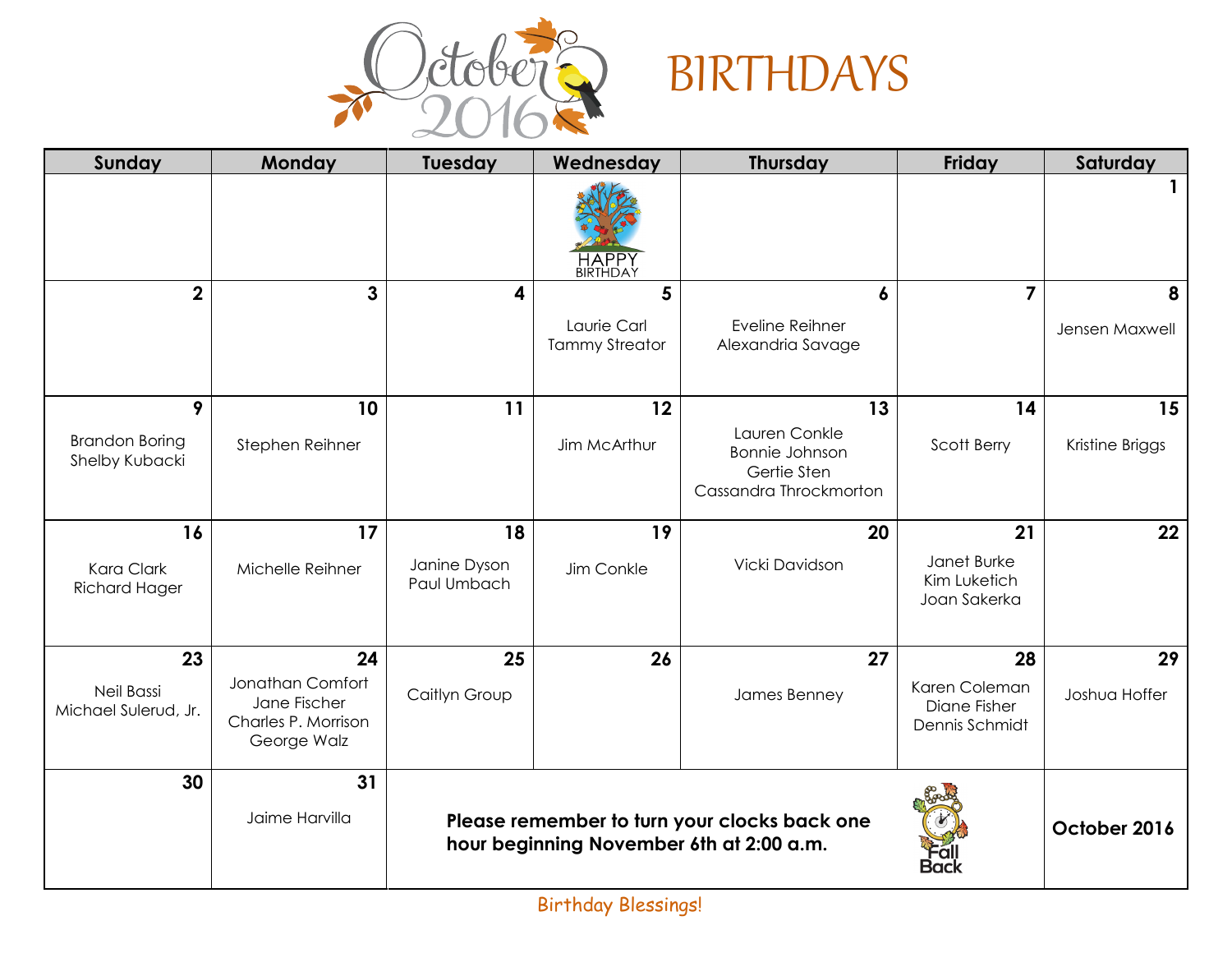# October 2016 BIRTHDAYS

| Sunday | Monday | Tuesday | Wednesday | Thursday | Friday | Saturday |
|---|---|---|---|---|---|---|
| | | | HAPPY BIRTHDAY | | | 1 |
| 2 | 3 | 4 | 5<br>Laurie Carl<br>Tammy Streator | 6<br>Eveline Reihner<br>Alexandria Savage | 7 | 8<br>Jensen Maxwell |
| 9<br>Brandon Boring<br>Shelby Kubacki | 10<br>Stephen Reihner | 11 | 12<br>Jim McArthur | 13<br>Lauren Conkle<br>Bonnie Johnson<br>Gertie Sten<br>Cassandra Throckmorton | 14<br>Scott Berry | 15<br>Kristine Briggs |
| 16<br>Kara Clark<br>Richard Hager | 17<br>Michelle Reihner | 18<br>Janine Dyson<br>Paul Umbach | 19<br>Jim Conkle | 20<br>Vicki Davidson | 21<br>Janet Burke<br>Kim Luketich<br>Joan Sakerka | 22 |
| 23<br>Neil Bassi<br>Michael Sulerud, Jr. | 24<br>Jonathan Comfort<br>Jane Fischer<br>Charles P. Morrison<br>George Walz | 25<br>Caitlyn Group | 26 | 27<br>James Benney | 28<br>Karen Coleman<br>Diane Fisher<br>Dennis Schmidt | 29<br>Joshua Hoffer |
| 30 | 31<br>Jaime Harvilla | **Please remember to turn your clocks back one hour beginning November 6th at 2:00 a.m.** | | | Fall Back | **October 2016** |

Birthday Blessings!